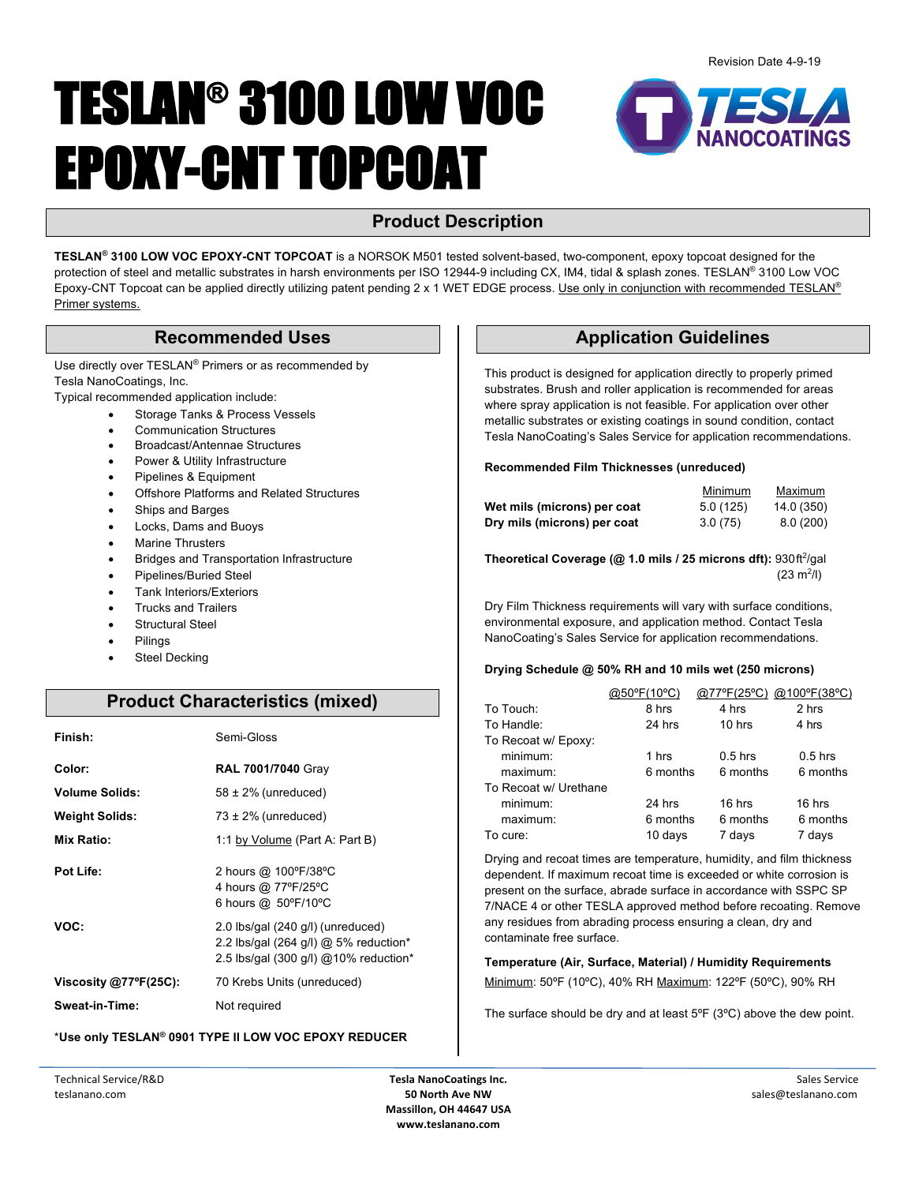Revision Date 4-9-19

# TESLAN® 3100 LOW VOC EPOXY-CNT TOPCOAT

## Product Description

**TESLAN® 3100 LOW VOC EPOXY-CNT TOPCOAT** is a NORSOK M501 tested solvent-based, two-component, epoxy topcoat designed for the protection of steel and metallic substrates in harsh environments per ISO 12944-9 including CX, IM4, tidal & splash zones. TESLAN® 3100 Low VOC Epoxy-CNT Topcoat can be applied directly utilizing patent pending 2 x 1 WET EDGE process. Use only in conjunction with recommended TESLAN® Primer systems.

## Recommended Uses

Use directly over TESLAN® Primers or as recommended by Tesla NanoCoatings, Inc.
Typical recommended application include:

- Storage Tanks & Process Vessels
- Communication Structures
- Broadcast/Antennae Structures
- Power & Utility Infrastructure
- Pipelines & Equipment
- Offshore Platforms and Related Structures
- Ships and Barges
- Locks, Dams and Buoys
- Marine Thrusters
- Bridges and Transportation Infrastructure
- Pipelines/Buried Steel
- Tank Interiors/Exteriors
- Trucks and Trailers
- Structural Steel
- Pilings
- Steel Decking

## Product Characteristics (mixed)

| | |
|---|---|
| **Finish:** | Semi-Gloss |
| **Color:** | **RAL 7001/7040** Gray |
| **Volume Solids:** | 58 ± 2% (unreduced) |
| **Weight Solids:** | 73 ± 2% (unreduced) |
| **Mix Ratio:** | 1:1 by Volume (Part A: Part B) |
| **Pot Life:** | 2 hours @ 100ºF/38ºC<br>4 hours @ 77ºF/25ºC<br>6 hours @ 50ºF/10ºC |
| **VOC:** | 2.0 lbs/gal (240 g/l) (unreduced)<br>2.2 lbs/gal (264 g/l) @ 5% reduction*<br>2.5 lbs/gal (300 g/l) @10% reduction* |
| **Viscosity @77ºF(25C):** | 70 Krebs Units (unreduced) |
| **Sweat-in-Time:** | Not required |

***Use only TESLAN® 0901 TYPE II LOW VOC EPOXY REDUCER**

## Application Guidelines

This product is designed for application directly to properly primed substrates. Brush and roller application is recommended for areas where spray application is not feasible. For application over other metallic substrates or existing coatings in sound condition, contact Tesla NanoCoating's Sales Service for application recommendations.

**Recommended Film Thicknesses (unreduced)**

| | Minimum | Maximum |
|---|---|---|
| **Wet mils (microns) per coat** | 5.0 (125) | 14.0 (350) |
| **Dry mils (microns) per coat** | 3.0 (75) | 8.0 (200) |

**Theoretical Coverage (@ 1.0 mils / 25 microns dft):** 930ft²/gal (23 m²/l)

Dry Film Thickness requirements will vary with surface conditions, environmental exposure, and application method. Contact Tesla NanoCoating's Sales Service for application recommendations.

**Drying Schedule @ 50% RH and 10 mils wet (250 microns)**

| | @50ºF(10ºC) | @77ºF(25ºC) | @100ºF(38ºC) |
|---|---|---|---|
| To Touch: | 8 hrs | 4 hrs | 2 hrs |
| To Handle: | 24 hrs | 10 hrs | 4 hrs |
| To Recoat w/ Epoxy: | | | |
| minimum: | 1 hrs | 0.5 hrs | 0.5 hrs |
| maximum: | 6 months | 6 months | 6 months |
| To Recoat w/ Urethane | | | |
| minimum: | 24 hrs | 16 hrs | 16 hrs |
| maximum: | 6 months | 6 months | 6 months |
| To cure: | 10 days | 7 days | 7 days |

Drying and recoat times are temperature, humidity, and film thickness dependent. If maximum recoat time is exceeded or white corrosion is present on the surface, abrade surface in accordance with SSPC SP 7/NACE 4 or other TESLA approved method before recoating. Remove any residues from abrading process ensuring a clean, dry and contaminate free surface.

**Temperature (Air, Surface, Material) / Humidity Requirements**

Minimum: 50ºF (10ºC), 40% RH Maximum: 122ºF (50ºC), 90% RH

The surface should be dry and at least 5ºF (3ºC) above the dew point.

Technical Service/R&D
teslanano.com

**Tesla NanoCoatings Inc.**
**50 North Ave NW**
**Massillon, OH 44647 USA**
**www.teslanano.com**

Sales Service
sales@teslanano.com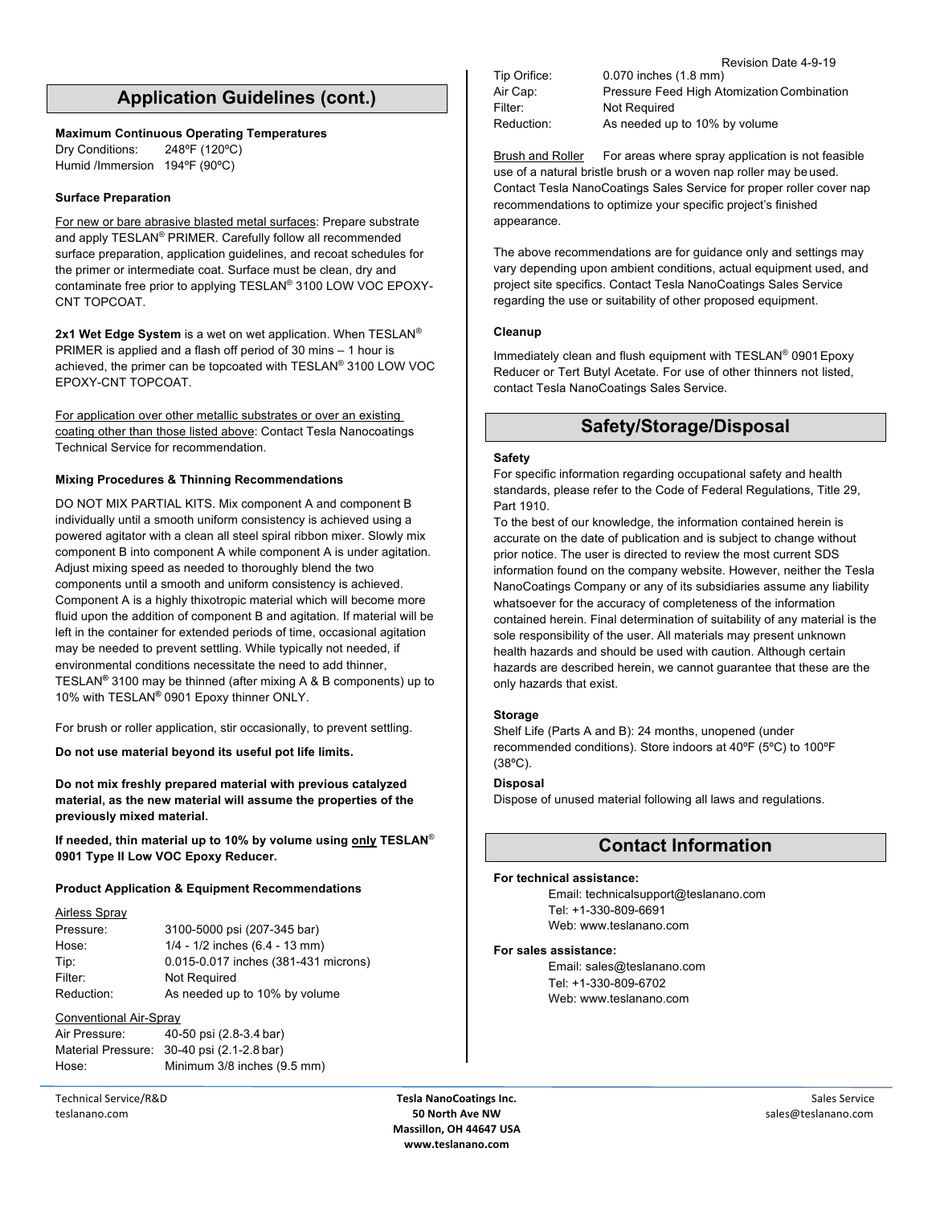## Application Guidelines (cont.)

**Maximum Continuous Operating Temperatures**

| | |
|---|---|
| Dry Conditions: | 248ºF (120ºC) |
| Humid /Immersion | 194ºF (90ºC) |

**Surface Preparation**

For new or bare abrasive blasted metal surfaces: Prepare substrate and apply TESLAN® PRIMER. Carefully follow all recommended surface preparation, application guidelines, and recoat schedules for the primer or intermediate coat. Surface must be clean, dry and contaminate free prior to applying TESLAN® 3100 LOW VOC EPOXY-CNT TOPCOAT.

**2x1 Wet Edge System** is a wet on wet application. When TESLAN® PRIMER is applied and a flash off period of 30 mins – 1 hour is achieved, the primer can be topcoated with TESLAN® 3100 LOW VOC EPOXY-CNT TOPCOAT.

For application over other metallic substrates or over an existing coating other than those listed above: Contact Tesla Nanocoatings Technical Service for recommendation.

**Mixing Procedures & Thinning Recommendations**

DO NOT MIX PARTIAL KITS. Mix component A and component B individually until a smooth uniform consistency is achieved using a powered agitator with a clean all steel spiral ribbon mixer. Slowly mix component B into component A while component A is under agitation. Adjust mixing speed as needed to thoroughly blend the two components until a smooth and uniform consistency is achieved. Component A is a highly thixotropic material which will become more fluid upon the addition of component B and agitation. If material will be left in the container for extended periods of time, occasional agitation may be needed to prevent settling. While typically not needed, if environmental conditions necessitate the need to add thinner, TESLAN® 3100 may be thinned (after mixing A & B components) up to 10% with TESLAN® 0901 Epoxy thinner ONLY.

For brush or roller application, stir occasionally, to prevent settling.

**Do not use material beyond its useful pot life limits.**

**Do not mix freshly prepared material with previous catalyzed material, as the new material will assume the properties of the previously mixed material.**

**If needed, thin material up to 10% by volume using only TESLAN® 0901 Type II Low VOC Epoxy Reducer.**

**Product Application & Equipment Recommendations**

Airless Spray

| | |
|---|---|
| Pressure: | 3100-5000 psi (207-345 bar) |
| Hose: | 1/4 - 1/2 inches (6.4 - 13 mm) |
| Tip: | 0.015-0.017 inches (381-431 microns) |
| Filter: | Not Required |
| Reduction: | As needed up to 10% by volume |

Conventional Air-Spray

| | |
|---|---|
| Air Pressure: | 40-50 psi (2.8-3.4 bar) |
| Material Pressure: | 30-40 psi (2.1-2.8 bar) |
| Hose: | Minimum 3/8 inches (9.5 mm) |
| Tip Orifice: | 0.070 inches (1.8 mm) |
| Air Cap: | Pressure Feed High Atomization Combination |
| Filter: | Not Required |
| Reduction: | As needed up to 10% by volume |

Brush and Roller For areas where spray application is not feasible use of a natural bristle brush or a woven nap roller may be used. Contact Tesla NanoCoatings Sales Service for proper roller cover nap recommendations to optimize your specific project's finished appearance.

The above recommendations are for guidance only and settings may vary depending upon ambient conditions, actual equipment used, and project site specifics. Contact Tesla NanoCoatings Sales Service regarding the use or suitability of other proposed equipment.

**Cleanup**

Immediately clean and flush equipment with TESLAN® 0901 Epoxy Reducer or Tert Butyl Acetate. For use of other thinners not listed, contact Tesla NanoCoatings Sales Service.

## Safety/Storage/Disposal

**Safety**

For specific information regarding occupational safety and health standards, please refer to the Code of Federal Regulations, Title 29, Part 1910.

To the best of our knowledge, the information contained herein is accurate on the date of publication and is subject to change without prior notice. The user is directed to review the most current SDS information found on the company website. However, neither the Tesla NanoCoatings Company or any of its subsidiaries assume any liability whatsoever for the accuracy of completeness of the information contained herein. Final determination of suitability of any material is the sole responsibility of the user. All materials may present unknown health hazards and should be used with caution. Although certain hazards are described herein, we cannot guarantee that these are the only hazards that exist.

**Storage**

Shelf Life (Parts A and B): 24 months, unopened (under recommended conditions). Store indoors at 40ºF (5ºC) to 100ºF (38ºC).

**Disposal**

Dispose of unused material following all laws and regulations.

## Contact Information

**For technical assistance:**

Email: technicalsupport@teslanano.com
Tel: +1-330-809-6691
Web: www.teslanano.com

**For sales assistance:**

Email: sales@teslanano.com
Tel: +1-330-809-6702
Web: www.teslanano.com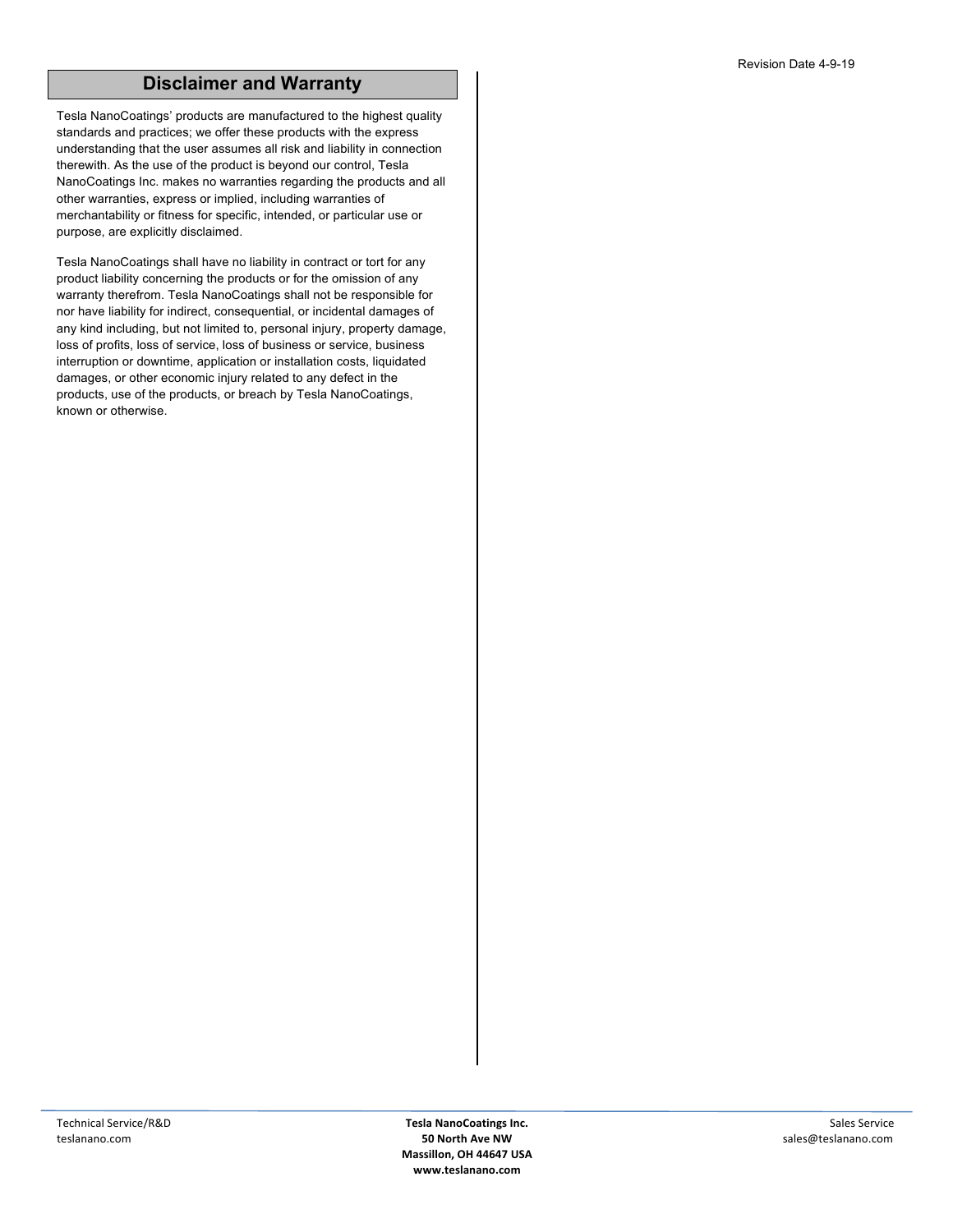## Disclaimer and Warranty

Tesla NanoCoatings' products are manufactured to the highest quality standards and practices; we offer these products with the express understanding that the user assumes all risk and liability in connection therewith. As the use of the product is beyond our control, Tesla NanoCoatings Inc. makes no warranties regarding the products and all other warranties, express or implied, including warranties of merchantability or fitness for specific, intended, or particular use or purpose, are explicitly disclaimed.

Tesla NanoCoatings shall have no liability in contract or tort for any product liability concerning the products or for the omission of any warranty therefrom. Tesla NanoCoatings shall not be responsible for nor have liability for indirect, consequential, or incidental damages of any kind including, but not limited to, personal injury, property damage, loss of profits, loss of service, loss of business or service, business interruption or downtime, application or installation costs, liquidated damages, or other economic injury related to any defect in the products, use of the products, or breach by Tesla NanoCoatings, known or otherwise.